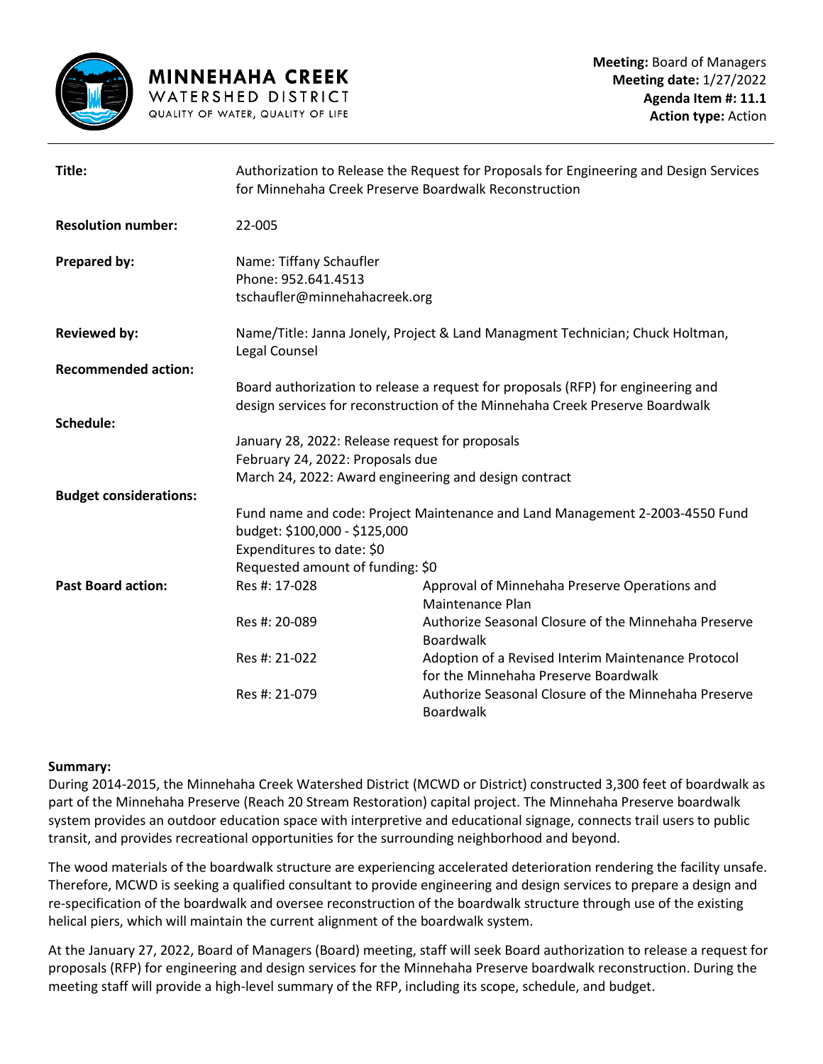**MINNEHAHA CREEK**
WATERSHED DISTRICT
QUALITY OF WATER, QUALITY OF LIFE

**Meeting:** Board of Managers
**Meeting date:** 1/27/2022
**Agenda Item #: 11.1**
**Action type:** Action

| | | |
|---|---|---|
| **Title:** | Authorization to Release the Request for Proposals for Engineering and Design Services for Minnehaha Creek Preserve Boardwalk Reconstruction | |
| **Resolution number:** | 22-005 | |
| **Prepared by:** | Name: Tiffany Schaufler<br>Phone: 952.641.4513<br>tschaufler@minnehahacreek.org | |
| **Reviewed by:** | Name/Title: Janna Jonely, Project & Land Managment Technician; Chuck Holtman, Legal Counsel | |
| **Recommended action:** | Board authorization to release a request for proposals (RFP) for engineering and design services for reconstruction of the Minnehaha Creek Preserve Boardwalk | |
| **Schedule:** | January 28, 2022: Release request for proposals<br>February 24, 2022: Proposals due<br>March 24, 2022: Award engineering and design contract | |
| **Budget considerations:** | Fund name and code: Project Maintenance and Land Management 2-2003-4550 Fund budget: $100,000 - $125,000<br>Expenditures to date: $0<br>Requested amount of funding: $0 | |
| **Past Board action:** | Res #: 17-028 | Approval of Minnehaha Preserve Operations and Maintenance Plan |
| | Res #: 20-089 | Authorize Seasonal Closure of the Minnehaha Preserve Boardwalk |
| | Res #: 21-022 | Adoption of a Revised Interim Maintenance Protocol for the Minnehaha Preserve Boardwalk |
| | Res #: 21-079 | Authorize Seasonal Closure of the Minnehaha Preserve Boardwalk |

**Summary:**

During 2014-2015, the Minnehaha Creek Watershed District (MCWD or District) constructed 3,300 feet of boardwalk as part of the Minnehaha Preserve (Reach 20 Stream Restoration) capital project. The Minnehaha Preserve boardwalk system provides an outdoor education space with interpretive and educational signage, connects trail users to public transit, and provides recreational opportunities for the surrounding neighborhood and beyond.

The wood materials of the boardwalk structure are experiencing accelerated deterioration rendering the facility unsafe. Therefore, MCWD is seeking a qualified consultant to provide engineering and design services to prepare a design and re-specification of the boardwalk and oversee reconstruction of the boardwalk structure through use of the existing helical piers, which will maintain the current alignment of the boardwalk system.

At the January 27, 2022, Board of Managers (Board) meeting, staff will seek Board authorization to release a request for proposals (RFP) for engineering and design services for the Minnehaha Preserve boardwalk reconstruction. During the meeting staff will provide a high-level summary of the RFP, including its scope, schedule, and budget.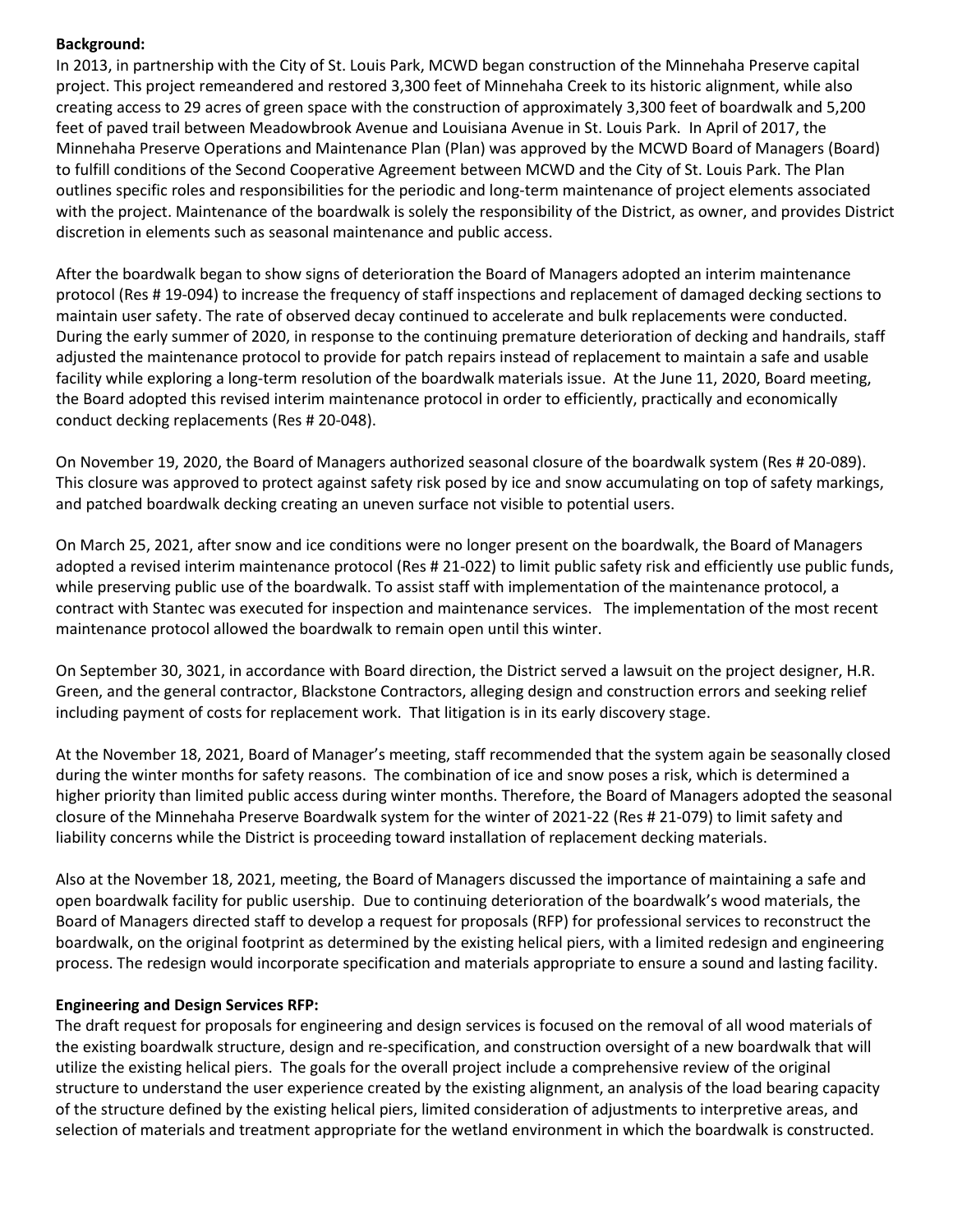**Background:**

In 2013, in partnership with the City of St. Louis Park, MCWD began construction of the Minnehaha Preserve capital project. This project remeandered and restored 3,300 feet of Minnehaha Creek to its historic alignment, while also creating access to 29 acres of green space with the construction of approximately 3,300 feet of boardwalk and 5,200 feet of paved trail between Meadowbrook Avenue and Louisiana Avenue in St. Louis Park. In April of 2017, the Minnehaha Preserve Operations and Maintenance Plan (Plan) was approved by the MCWD Board of Managers (Board) to fulfill conditions of the Second Cooperative Agreement between MCWD and the City of St. Louis Park. The Plan outlines specific roles and responsibilities for the periodic and long-term maintenance of project elements associated with the project. Maintenance of the boardwalk is solely the responsibility of the District, as owner, and provides District discretion in elements such as seasonal maintenance and public access.

After the boardwalk began to show signs of deterioration the Board of Managers adopted an interim maintenance protocol (Res # 19-094) to increase the frequency of staff inspections and replacement of damaged decking sections to maintain user safety. The rate of observed decay continued to accelerate and bulk replacements were conducted. During the early summer of 2020, in response to the continuing premature deterioration of decking and handrails, staff adjusted the maintenance protocol to provide for patch repairs instead of replacement to maintain a safe and usable facility while exploring a long-term resolution of the boardwalk materials issue. At the June 11, 2020, Board meeting, the Board adopted this revised interim maintenance protocol in order to efficiently, practically and economically conduct decking replacements (Res # 20-048).

On November 19, 2020, the Board of Managers authorized seasonal closure of the boardwalk system (Res # 20-089). This closure was approved to protect against safety risk posed by ice and snow accumulating on top of safety markings, and patched boardwalk decking creating an uneven surface not visible to potential users.

On March 25, 2021, after snow and ice conditions were no longer present on the boardwalk, the Board of Managers adopted a revised interim maintenance protocol (Res # 21-022) to limit public safety risk and efficiently use public funds, while preserving public use of the boardwalk. To assist staff with implementation of the maintenance protocol, a contract with Stantec was executed for inspection and maintenance services. The implementation of the most recent maintenance protocol allowed the boardwalk to remain open until this winter.

On September 30, 3021, in accordance with Board direction, the District served a lawsuit on the project designer, H.R. Green, and the general contractor, Blackstone Contractors, alleging design and construction errors and seeking relief including payment of costs for replacement work. That litigation is in its early discovery stage.

At the November 18, 2021, Board of Manager's meeting, staff recommended that the system again be seasonally closed during the winter months for safety reasons. The combination of ice and snow poses a risk, which is determined a higher priority than limited public access during winter months. Therefore, the Board of Managers adopted the seasonal closure of the Minnehaha Preserve Boardwalk system for the winter of 2021-22 (Res # 21-079) to limit safety and liability concerns while the District is proceeding toward installation of replacement decking materials.

Also at the November 18, 2021, meeting, the Board of Managers discussed the importance of maintaining a safe and open boardwalk facility for public usership. Due to continuing deterioration of the boardwalk's wood materials, the Board of Managers directed staff to develop a request for proposals (RFP) for professional services to reconstruct the boardwalk, on the original footprint as determined by the existing helical piers, with a limited redesign and engineering process. The redesign would incorporate specification and materials appropriate to ensure a sound and lasting facility.

**Engineering and Design Services RFP:**

The draft request for proposals for engineering and design services is focused on the removal of all wood materials of the existing boardwalk structure, design and re-specification, and construction oversight of a new boardwalk that will utilize the existing helical piers. The goals for the overall project include a comprehensive review of the original structure to understand the user experience created by the existing alignment, an analysis of the load bearing capacity of the structure defined by the existing helical piers, limited consideration of adjustments to interpretive areas, and selection of materials and treatment appropriate for the wetland environment in which the boardwalk is constructed.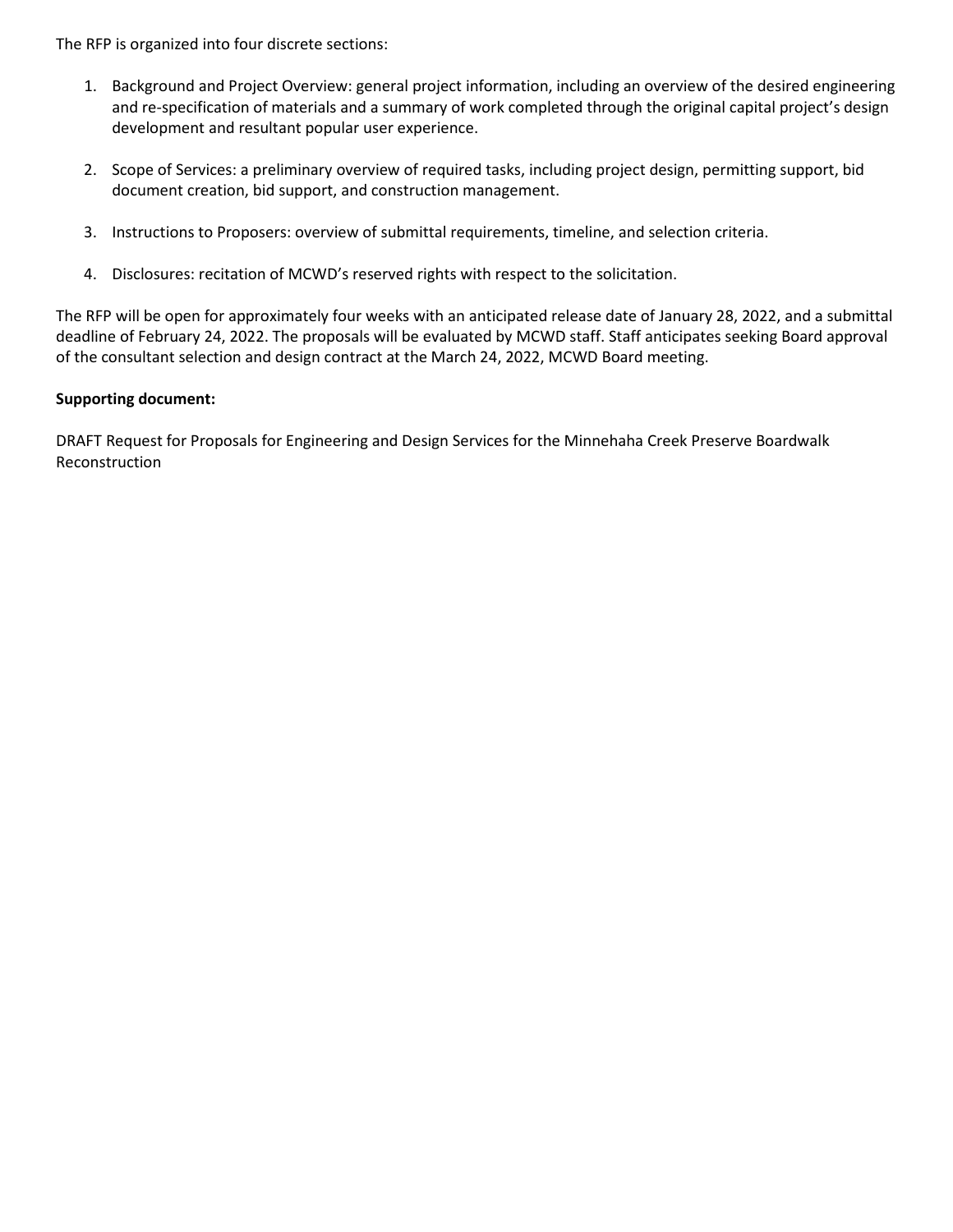The RFP is organized into four discrete sections:

1. Background and Project Overview: general project information, including an overview of the desired engineering and re-specification of materials and a summary of work completed through the original capital project's design development and resultant popular user experience.

2. Scope of Services: a preliminary overview of required tasks, including project design, permitting support, bid document creation, bid support, and construction management.

3. Instructions to Proposers: overview of submittal requirements, timeline, and selection criteria.

4. Disclosures: recitation of MCWD's reserved rights with respect to the solicitation.

The RFP will be open for approximately four weeks with an anticipated release date of January 28, 2022, and a submittal deadline of February 24, 2022. The proposals will be evaluated by MCWD staff. Staff anticipates seeking Board approval of the consultant selection and design contract at the March 24, 2022, MCWD Board meeting.

**Supporting document:**

DRAFT Request for Proposals for Engineering and Design Services for the Minnehaha Creek Preserve Boardwalk Reconstruction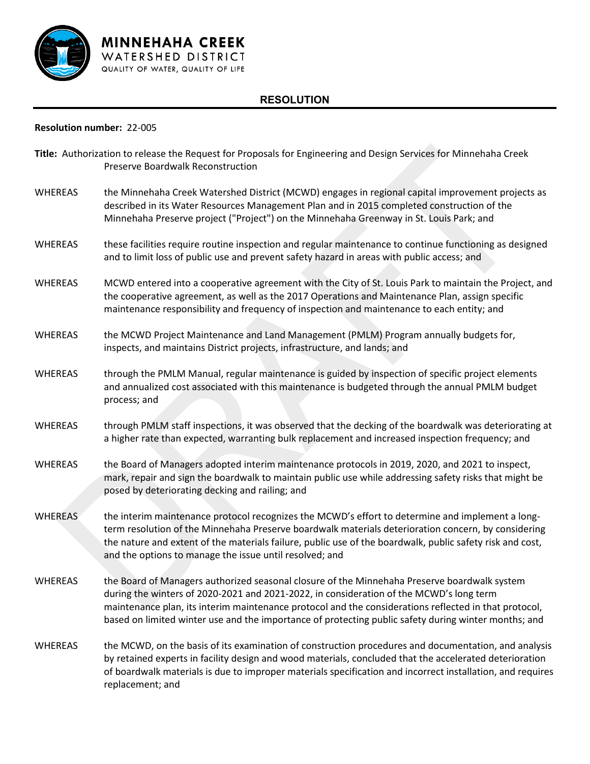**MINNEHAHA CREEK**
WATERSHED DISTRICT
QUALITY OF WATER, QUALITY OF LIFE

# RESOLUTION

**Resolution number:** 22-005

**Title:** Authorization to release the Request for Proposals for Engineering and Design Services for Minnehaha Creek Preserve Boardwalk Reconstruction

WHEREAS the Minnehaha Creek Watershed District (MCWD) engages in regional capital improvement projects as described in its Water Resources Management Plan and in 2015 completed construction of the Minnehaha Preserve project ("Project") on the Minnehaha Greenway in St. Louis Park; and

WHEREAS these facilities require routine inspection and regular maintenance to continue functioning as designed and to limit loss of public use and prevent safety hazard in areas with public access; and

WHEREAS MCWD entered into a cooperative agreement with the City of St. Louis Park to maintain the Project, and the cooperative agreement, as well as the 2017 Operations and Maintenance Plan, assign specific maintenance responsibility and frequency of inspection and maintenance to each entity; and

WHEREAS the MCWD Project Maintenance and Land Management (PMLM) Program annually budgets for, inspects, and maintains District projects, infrastructure, and lands; and

WHEREAS through the PMLM Manual, regular maintenance is guided by inspection of specific project elements and annualized cost associated with this maintenance is budgeted through the annual PMLM budget process; and

WHEREAS through PMLM staff inspections, it was observed that the decking of the boardwalk was deteriorating at a higher rate than expected, warranting bulk replacement and increased inspection frequency; and

WHEREAS the Board of Managers adopted interim maintenance protocols in 2019, 2020, and 2021 to inspect, mark, repair and sign the boardwalk to maintain public use while addressing safety risks that might be posed by deteriorating decking and railing; and

WHEREAS the interim maintenance protocol recognizes the MCWD's effort to determine and implement a long-term resolution of the Minnehaha Preserve boardwalk materials deterioration concern, by considering the nature and extent of the materials failure, public use of the boardwalk, public safety risk and cost, and the options to manage the issue until resolved; and

WHEREAS the Board of Managers authorized seasonal closure of the Minnehaha Preserve boardwalk system during the winters of 2020-2021 and 2021-2022, in consideration of the MCWD's long term maintenance plan, its interim maintenance protocol and the considerations reflected in that protocol, based on limited winter use and the importance of protecting public safety during winter months; and

WHEREAS the MCWD, on the basis of its examination of construction procedures and documentation, and analysis by retained experts in facility design and wood materials, concluded that the accelerated deterioration of boardwalk materials is due to improper materials specification and incorrect installation, and requires replacement; and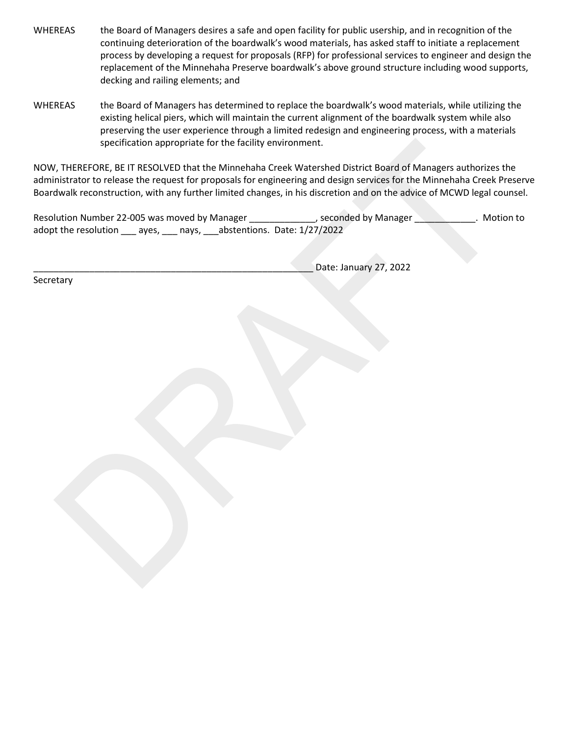WHEREAS the Board of Managers desires a safe and open facility for public usership, and in recognition of the continuing deterioration of the boardwalk's wood materials, has asked staff to initiate a replacement process by developing a request for proposals (RFP) for professional services to engineer and design the replacement of the Minnehaha Preserve boardwalk's above ground structure including wood supports, decking and railing elements; and

WHEREAS the Board of Managers has determined to replace the boardwalk's wood materials, while utilizing the existing helical piers, which will maintain the current alignment of the boardwalk system while also preserving the user experience through a limited redesign and engineering process, with a materials specification appropriate for the facility environment.

NOW, THEREFORE, BE IT RESOLVED that the Minnehaha Creek Watershed District Board of Managers authorizes the administrator to release the request for proposals for engineering and design services for the Minnehaha Creek Preserve Boardwalk reconstruction, with any further limited changes, in his discretion and on the advice of MCWD legal counsel.

Resolution Number 22-005 was moved by Manager _____________, seconded by Manager ____________. Motion to adopt the resolution ___ ayes, ___ nays, ___abstentions. Date: 1/27/2022

_________________________________________________________ Date: January 27, 2022

Secretary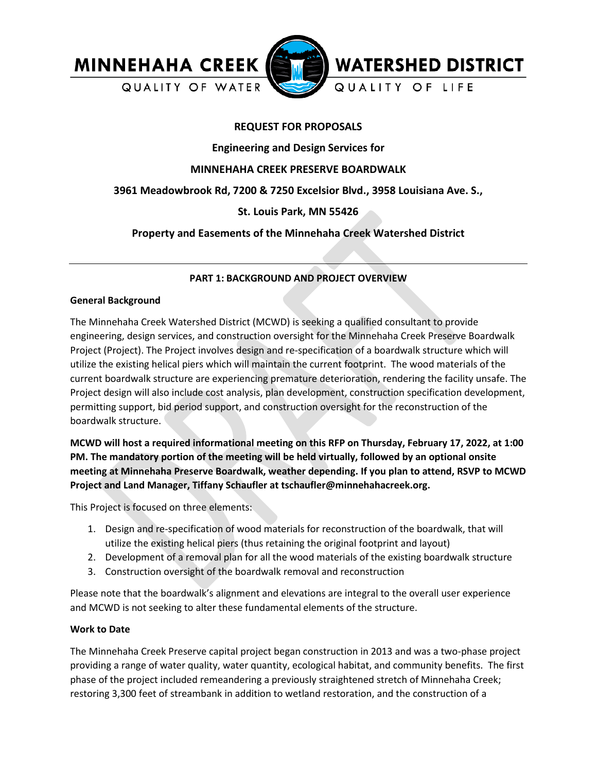MINNEHAHA CREEK WATERSHED DISTRICT

QUALITY OF WATER — QUALITY OF LIFE

**REQUEST FOR PROPOSALS**

**Engineering and Design Services for**

**MINNEHAHA CREEK PRESERVE BOARDWALK**

**3961 Meadowbrook Rd, 7200 & 7250 Excelsior Blvd., 3958 Louisiana Ave. S.,**

**St. Louis Park, MN 55426**

**Property and Easements of the Minnehaha Creek Watershed District**

---

**PART 1: BACKGROUND AND PROJECT OVERVIEW**

**General Background**

The Minnehaha Creek Watershed District (MCWD) is seeking a qualified consultant to provide engineering, design services, and construction oversight for the Minnehaha Creek Preserve Boardwalk Project (Project). The Project involves design and re-specification of a boardwalk structure which will utilize the existing helical piers which will maintain the current footprint. The wood materials of the current boardwalk structure are experiencing premature deterioration, rendering the facility unsafe. The Project design will also include cost analysis, plan development, construction specification development, permitting support, bid period support, and construction oversight for the reconstruction of the boardwalk structure.

**MCWD will host a required informational meeting on this RFP on Thursday, February 17, 2022, at 1:00 PM. The mandatory portion of the meeting will be held virtually, followed by an optional onsite meeting at Minnehaha Preserve Boardwalk, weather depending. If you plan to attend, RSVP to MCWD Project and Land Manager, Tiffany Schaufler at tschaufler@minnehahacreek.org.**

This Project is focused on three elements:

1. Design and re-specification of wood materials for reconstruction of the boardwalk, that will utilize the existing helical piers (thus retaining the original footprint and layout)
2. Development of a removal plan for all the wood materials of the existing boardwalk structure
3. Construction oversight of the boardwalk removal and reconstruction

Please note that the boardwalk's alignment and elevations are integral to the overall user experience and MCWD is not seeking to alter these fundamental elements of the structure.

**Work to Date**

The Minnehaha Creek Preserve capital project began construction in 2013 and was a two-phase project providing a range of water quality, water quantity, ecological habitat, and community benefits. The first phase of the project included remeandering a previously straightened stretch of Minnehaha Creek; restoring 3,300 feet of streambank in addition to wetland restoration, and the construction of a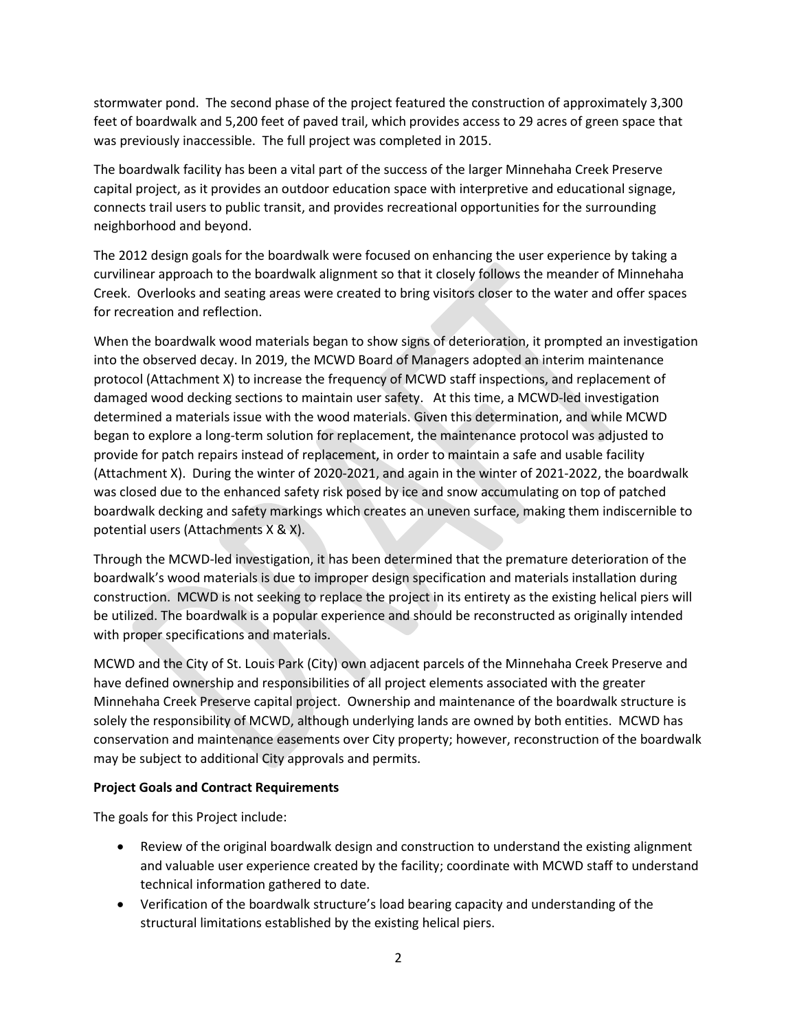stormwater pond. The second phase of the project featured the construction of approximately 3,300 feet of boardwalk and 5,200 feet of paved trail, which provides access to 29 acres of green space that was previously inaccessible. The full project was completed in 2015.

The boardwalk facility has been a vital part of the success of the larger Minnehaha Creek Preserve capital project, as it provides an outdoor education space with interpretive and educational signage, connects trail users to public transit, and provides recreational opportunities for the surrounding neighborhood and beyond.

The 2012 design goals for the boardwalk were focused on enhancing the user experience by taking a curvilinear approach to the boardwalk alignment so that it closely follows the meander of Minnehaha Creek. Overlooks and seating areas were created to bring visitors closer to the water and offer spaces for recreation and reflection.

When the boardwalk wood materials began to show signs of deterioration, it prompted an investigation into the observed decay. In 2019, the MCWD Board of Managers adopted an interim maintenance protocol (Attachment X) to increase the frequency of MCWD staff inspections, and replacement of damaged wood decking sections to maintain user safety. At this time, a MCWD-led investigation determined a materials issue with the wood materials. Given this determination, and while MCWD began to explore a long-term solution for replacement, the maintenance protocol was adjusted to provide for patch repairs instead of replacement, in order to maintain a safe and usable facility (Attachment X). During the winter of 2020-2021, and again in the winter of 2021-2022, the boardwalk was closed due to the enhanced safety risk posed by ice and snow accumulating on top of patched boardwalk decking and safety markings which creates an uneven surface, making them indiscernible to potential users (Attachments X & X).

Through the MCWD-led investigation, it has been determined that the premature deterioration of the boardwalk's wood materials is due to improper design specification and materials installation during construction. MCWD is not seeking to replace the project in its entirety as the existing helical piers will be utilized. The boardwalk is a popular experience and should be reconstructed as originally intended with proper specifications and materials.

MCWD and the City of St. Louis Park (City) own adjacent parcels of the Minnehaha Creek Preserve and have defined ownership and responsibilities of all project elements associated with the greater Minnehaha Creek Preserve capital project. Ownership and maintenance of the boardwalk structure is solely the responsibility of MCWD, although underlying lands are owned by both entities. MCWD has conservation and maintenance easements over City property; however, reconstruction of the boardwalk may be subject to additional City approvals and permits.

**Project Goals and Contract Requirements**

The goals for this Project include:

- Review of the original boardwalk design and construction to understand the existing alignment and valuable user experience created by the facility; coordinate with MCWD staff to understand technical information gathered to date.
- Verification of the boardwalk structure's load bearing capacity and understanding of the structural limitations established by the existing helical piers.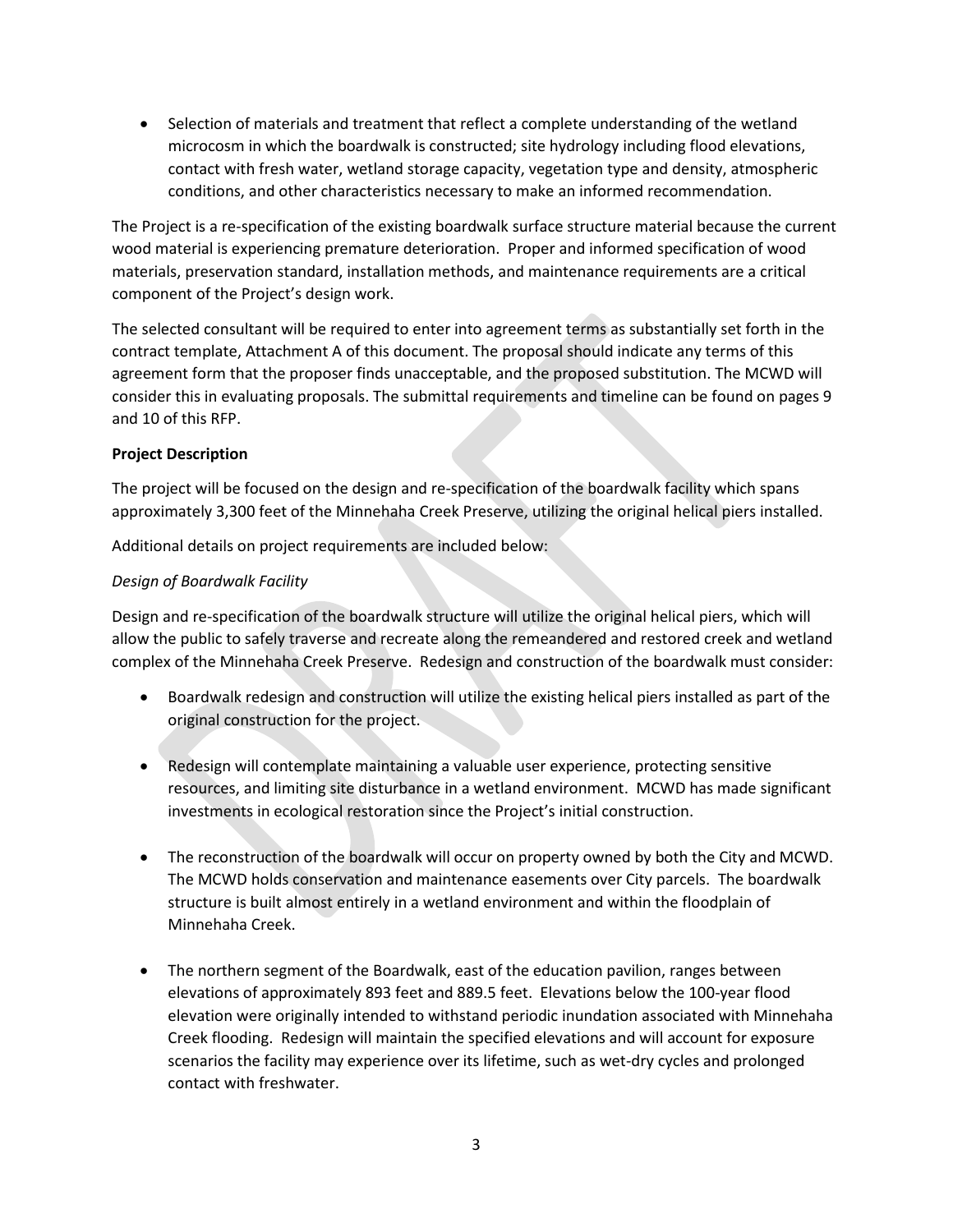- Selection of materials and treatment that reflect a complete understanding of the wetland microcosm in which the boardwalk is constructed; site hydrology including flood elevations, contact with fresh water, wetland storage capacity, vegetation type and density, atmospheric conditions, and other characteristics necessary to make an informed recommendation.

The Project is a re-specification of the existing boardwalk surface structure material because the current wood material is experiencing premature deterioration. Proper and informed specification of wood materials, preservation standard, installation methods, and maintenance requirements are a critical component of the Project's design work.

The selected consultant will be required to enter into agreement terms as substantially set forth in the contract template, Attachment A of this document. The proposal should indicate any terms of this agreement form that the proposer finds unacceptable, and the proposed substitution. The MCWD will consider this in evaluating proposals. The submittal requirements and timeline can be found on pages 9 and 10 of this RFP.

**Project Description**

The project will be focused on the design and re-specification of the boardwalk facility which spans approximately 3,300 feet of the Minnehaha Creek Preserve, utilizing the original helical piers installed.

Additional details on project requirements are included below:

*Design of Boardwalk Facility*

Design and re-specification of the boardwalk structure will utilize the original helical piers, which will allow the public to safely traverse and recreate along the remeandered and restored creek and wetland complex of the Minnehaha Creek Preserve. Redesign and construction of the boardwalk must consider:

- Boardwalk redesign and construction will utilize the existing helical piers installed as part of the original construction for the project.

- Redesign will contemplate maintaining a valuable user experience, protecting sensitive resources, and limiting site disturbance in a wetland environment. MCWD has made significant investments in ecological restoration since the Project's initial construction.

- The reconstruction of the boardwalk will occur on property owned by both the City and MCWD. The MCWD holds conservation and maintenance easements over City parcels. The boardwalk structure is built almost entirely in a wetland environment and within the floodplain of Minnehaha Creek.

- The northern segment of the Boardwalk, east of the education pavilion, ranges between elevations of approximately 893 feet and 889.5 feet. Elevations below the 100-year flood elevation were originally intended to withstand periodic inundation associated with Minnehaha Creek flooding. Redesign will maintain the specified elevations and will account for exposure scenarios the facility may experience over its lifetime, such as wet-dry cycles and prolonged contact with freshwater.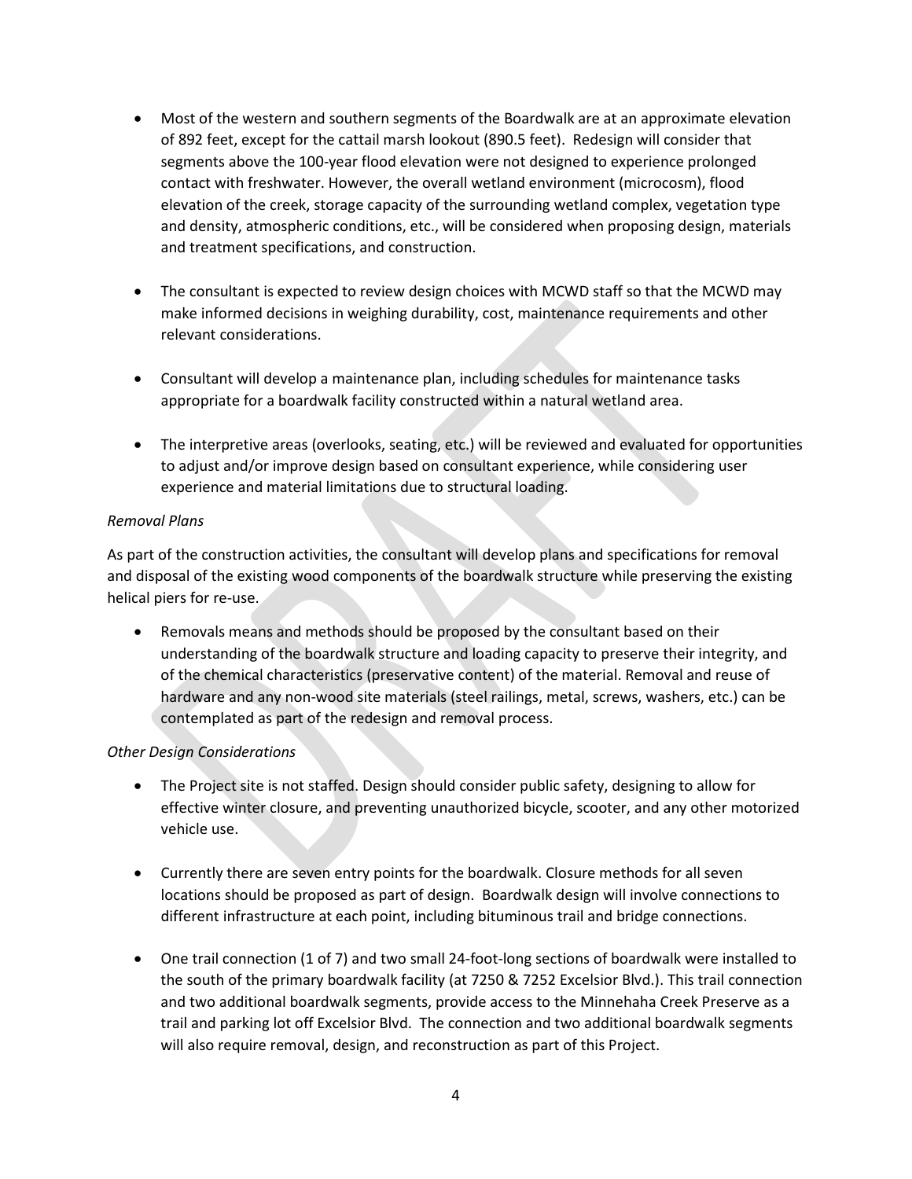- Most of the western and southern segments of the Boardwalk are at an approximate elevation of 892 feet, except for the cattail marsh lookout (890.5 feet). Redesign will consider that segments above the 100-year flood elevation were not designed to experience prolonged contact with freshwater. However, the overall wetland environment (microcosm), flood elevation of the creek, storage capacity of the surrounding wetland complex, vegetation type and density, atmospheric conditions, etc., will be considered when proposing design, materials and treatment specifications, and construction.

- The consultant is expected to review design choices with MCWD staff so that the MCWD may make informed decisions in weighing durability, cost, maintenance requirements and other relevant considerations.

- Consultant will develop a maintenance plan, including schedules for maintenance tasks appropriate for a boardwalk facility constructed within a natural wetland area.

- The interpretive areas (overlooks, seating, etc.) will be reviewed and evaluated for opportunities to adjust and/or improve design based on consultant experience, while considering user experience and material limitations due to structural loading.

*Removal Plans*

As part of the construction activities, the consultant will develop plans and specifications for removal and disposal of the existing wood components of the boardwalk structure while preserving the existing helical piers for re-use.

- Removals means and methods should be proposed by the consultant based on their understanding of the boardwalk structure and loading capacity to preserve their integrity, and of the chemical characteristics (preservative content) of the material. Removal and reuse of hardware and any non-wood site materials (steel railings, metal, screws, washers, etc.) can be contemplated as part of the redesign and removal process.

*Other Design Considerations*

- The Project site is not staffed. Design should consider public safety, designing to allow for effective winter closure, and preventing unauthorized bicycle, scooter, and any other motorized vehicle use.

- Currently there are seven entry points for the boardwalk. Closure methods for all seven locations should be proposed as part of design. Boardwalk design will involve connections to different infrastructure at each point, including bituminous trail and bridge connections.

- One trail connection (1 of 7) and two small 24-foot-long sections of boardwalk were installed to the south of the primary boardwalk facility (at 7250 & 7252 Excelsior Blvd.). This trail connection and two additional boardwalk segments, provide access to the Minnehaha Creek Preserve as a trail and parking lot off Excelsior Blvd. The connection and two additional boardwalk segments will also require removal, design, and reconstruction as part of this Project.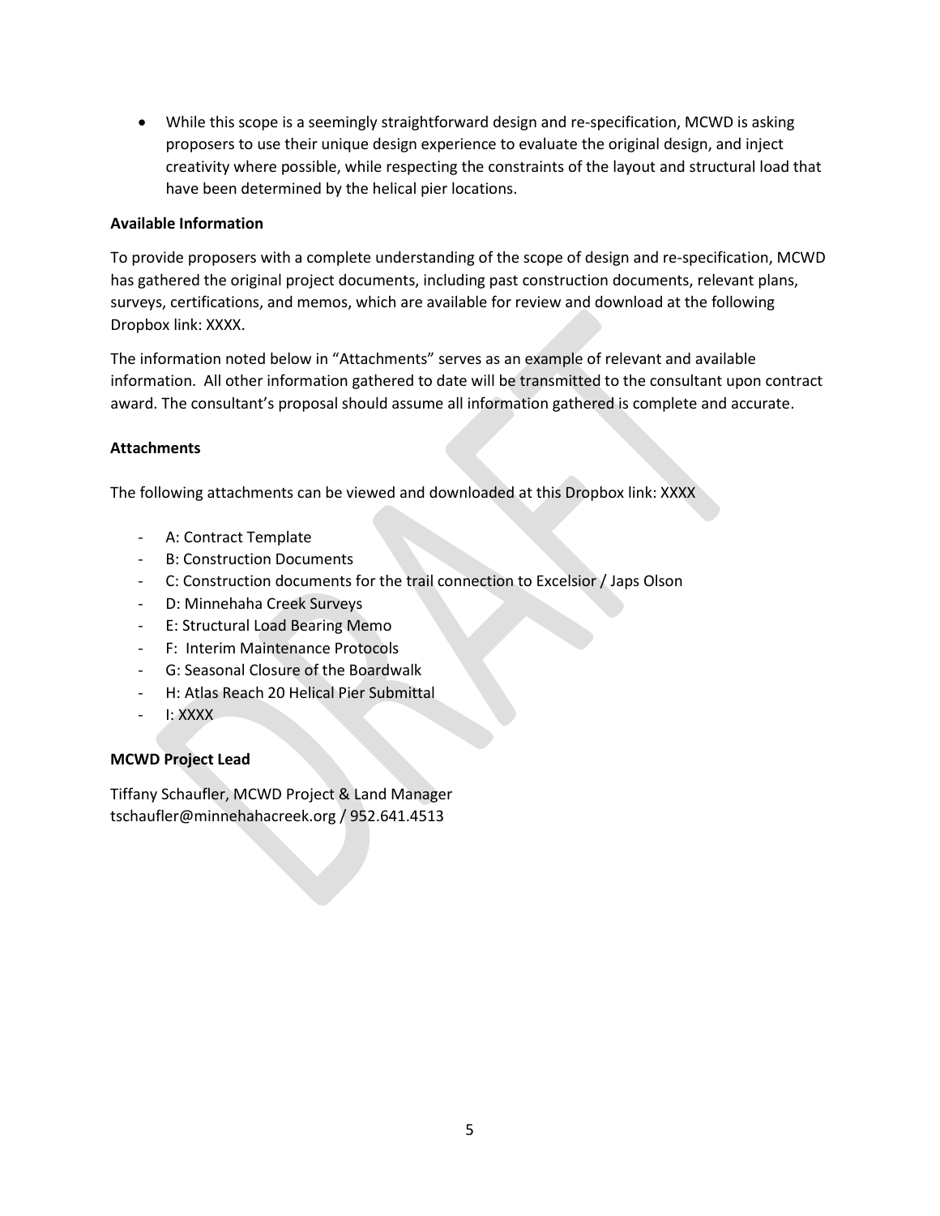- While this scope is a seemingly straightforward design and re-specification, MCWD is asking proposers to use their unique design experience to evaluate the original design, and inject creativity where possible, while respecting the constraints of the layout and structural load that have been determined by the helical pier locations.

**Available Information**

To provide proposers with a complete understanding of the scope of design and re-specification, MCWD has gathered the original project documents, including past construction documents, relevant plans, surveys, certifications, and memos, which are available for review and download at the following Dropbox link: XXXX.

The information noted below in "Attachments" serves as an example of relevant and available information. All other information gathered to date will be transmitted to the consultant upon contract award. The consultant's proposal should assume all information gathered is complete and accurate.

**Attachments**

The following attachments can be viewed and downloaded at this Dropbox link: XXXX

- A: Contract Template
- B: Construction Documents
- C: Construction documents for the trail connection to Excelsior / Japs Olson
- D: Minnehaha Creek Surveys
- E: Structural Load Bearing Memo
- F: Interim Maintenance Protocols
- G: Seasonal Closure of the Boardwalk
- H: Atlas Reach 20 Helical Pier Submittal
- I: XXXX

**MCWD Project Lead**

Tiffany Schaufler, MCWD Project & Land Manager
tschaufler@minnehahacreek.org / 952.641.4513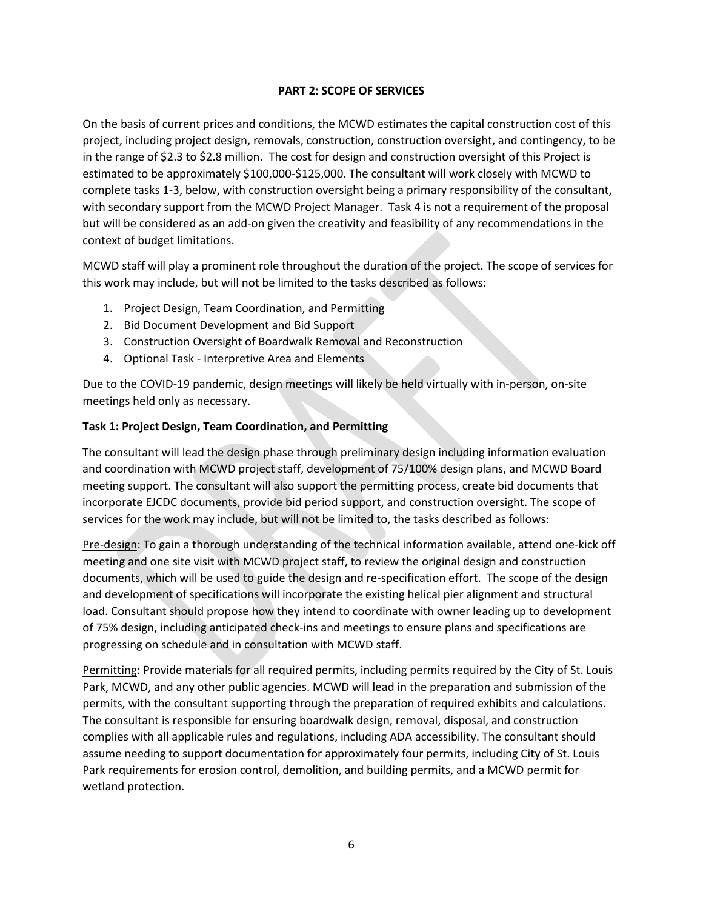**PART 2: SCOPE OF SERVICES**

On the basis of current prices and conditions, the MCWD estimates the capital construction cost of this project, including project design, removals, construction, construction oversight, and contingency, to be in the range of $2.3 to $2.8 million. The cost for design and construction oversight of this Project is estimated to be approximately $100,000-$125,000. The consultant will work closely with MCWD to complete tasks 1-3, below, with construction oversight being a primary responsibility of the consultant, with secondary support from the MCWD Project Manager. Task 4 is not a requirement of the proposal but will be considered as an add-on given the creativity and feasibility of any recommendations in the context of budget limitations.

MCWD staff will play a prominent role throughout the duration of the project. The scope of services for this work may include, but will not be limited to the tasks described as follows:

1. Project Design, Team Coordination, and Permitting
2. Bid Document Development and Bid Support
3. Construction Oversight of Boardwalk Removal and Reconstruction
4. Optional Task - Interpretive Area and Elements

Due to the COVID-19 pandemic, design meetings will likely be held virtually with in-person, on-site meetings held only as necessary.

**Task 1: Project Design, Team Coordination, and Permitting**

The consultant will lead the design phase through preliminary design including information evaluation and coordination with MCWD project staff, development of 75/100% design plans, and MCWD Board meeting support. The consultant will also support the permitting process, create bid documents that incorporate EJCDC documents, provide bid period support, and construction oversight. The scope of services for the work may include, but will not be limited to, the tasks described as follows:

Pre-design: To gain a thorough understanding of the technical information available, attend one-kick off meeting and one site visit with MCWD project staff, to review the original design and construction documents, which will be used to guide the design and re-specification effort. The scope of the design and development of specifications will incorporate the existing helical pier alignment and structural load. Consultant should propose how they intend to coordinate with owner leading up to development of 75% design, including anticipated check-ins and meetings to ensure plans and specifications are progressing on schedule and in consultation with MCWD staff.

Permitting: Provide materials for all required permits, including permits required by the City of St. Louis Park, MCWD, and any other public agencies. MCWD will lead in the preparation and submission of the permits, with the consultant supporting through the preparation of required exhibits and calculations. The consultant is responsible for ensuring boardwalk design, removal, disposal, and construction complies with all applicable rules and regulations, including ADA accessibility. The consultant should assume needing to support documentation for approximately four permits, including City of St. Louis Park requirements for erosion control, demolition, and building permits, and a MCWD permit for wetland protection.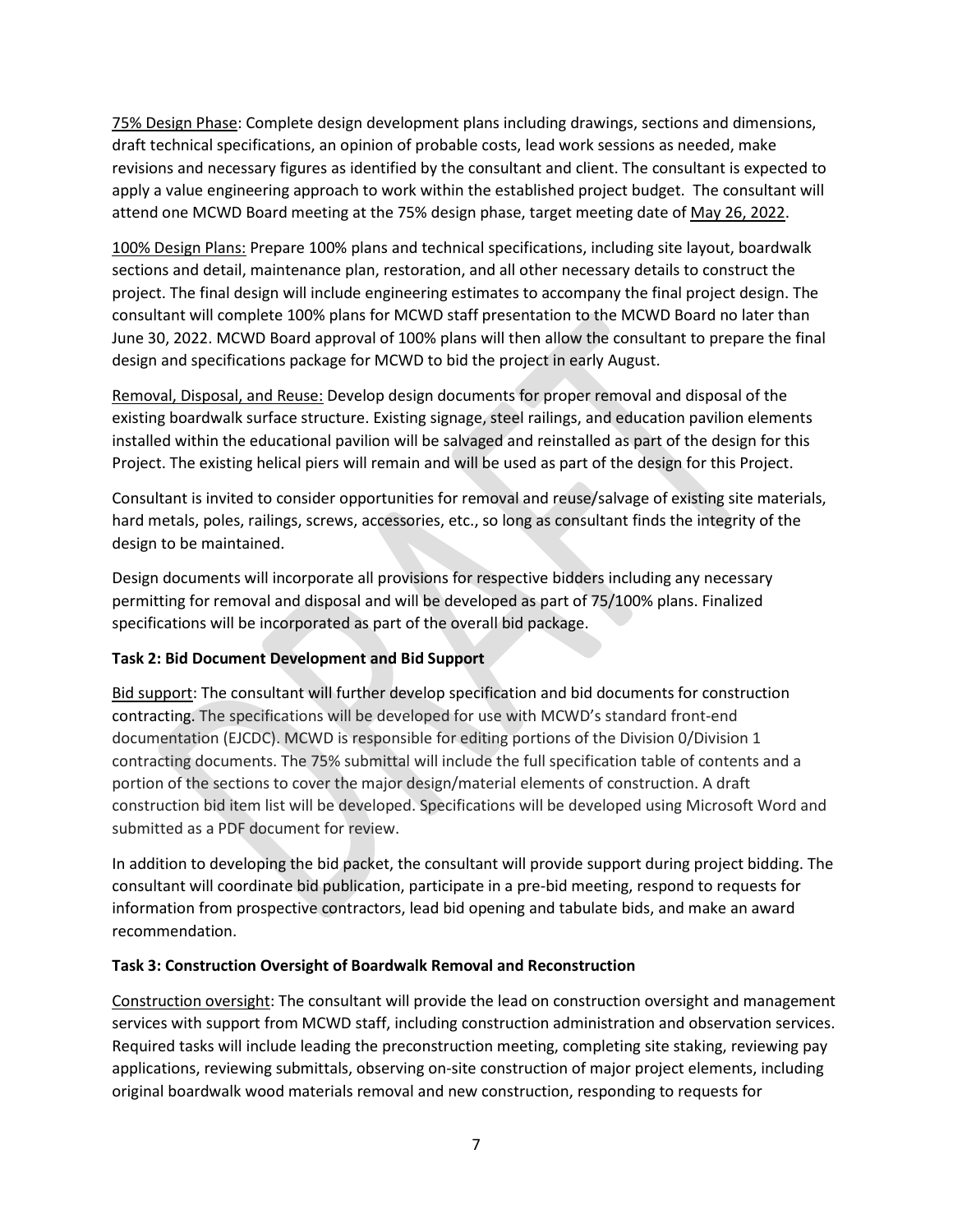75% Design Phase: Complete design development plans including drawings, sections and dimensions, draft technical specifications, an opinion of probable costs, lead work sessions as needed, make revisions and necessary figures as identified by the consultant and client. The consultant is expected to apply a value engineering approach to work within the established project budget. The consultant will attend one MCWD Board meeting at the 75% design phase, target meeting date of May 26, 2022.

100% Design Plans: Prepare 100% plans and technical specifications, including site layout, boardwalk sections and detail, maintenance plan, restoration, and all other necessary details to construct the project. The final design will include engineering estimates to accompany the final project design. The consultant will complete 100% plans for MCWD staff presentation to the MCWD Board no later than June 30, 2022. MCWD Board approval of 100% plans will then allow the consultant to prepare the final design and specifications package for MCWD to bid the project in early August.

Removal, Disposal, and Reuse: Develop design documents for proper removal and disposal of the existing boardwalk surface structure. Existing signage, steel railings, and education pavilion elements installed within the educational pavilion will be salvaged and reinstalled as part of the design for this Project. The existing helical piers will remain and will be used as part of the design for this Project.

Consultant is invited to consider opportunities for removal and reuse/salvage of existing site materials, hard metals, poles, railings, screws, accessories, etc., so long as consultant finds the integrity of the design to be maintained.

Design documents will incorporate all provisions for respective bidders including any necessary permitting for removal and disposal and will be developed as part of 75/100% plans. Finalized specifications will be incorporated as part of the overall bid package.

**Task 2: Bid Document Development and Bid Support**

Bid support: The consultant will further develop specification and bid documents for construction contracting. The specifications will be developed for use with MCWD's standard front-end documentation (EJCDC). MCWD is responsible for editing portions of the Division 0/Division 1 contracting documents. The 75% submittal will include the full specification table of contents and a portion of the sections to cover the major design/material elements of construction. A draft construction bid item list will be developed. Specifications will be developed using Microsoft Word and submitted as a PDF document for review.

In addition to developing the bid packet, the consultant will provide support during project bidding. The consultant will coordinate bid publication, participate in a pre-bid meeting, respond to requests for information from prospective contractors, lead bid opening and tabulate bids, and make an award recommendation.

**Task 3: Construction Oversight of Boardwalk Removal and Reconstruction**

Construction oversight: The consultant will provide the lead on construction oversight and management services with support from MCWD staff, including construction administration and observation services. Required tasks will include leading the preconstruction meeting, completing site staking, reviewing pay applications, reviewing submittals, observing on-site construction of major project elements, including original boardwalk wood materials removal and new construction, responding to requests for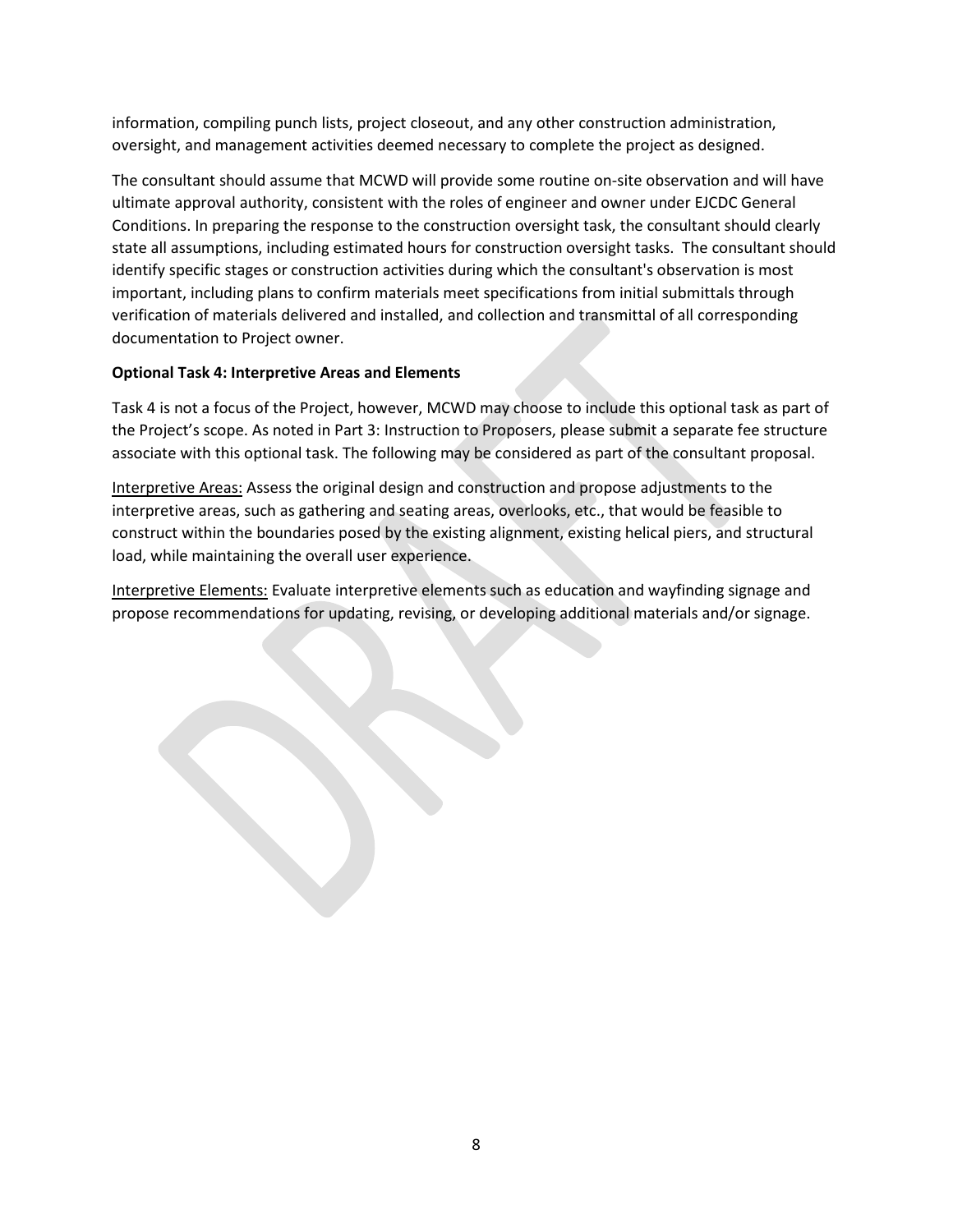information, compiling punch lists, project closeout, and any other construction administration, oversight, and management activities deemed necessary to complete the project as designed.

The consultant should assume that MCWD will provide some routine on-site observation and will have ultimate approval authority, consistent with the roles of engineer and owner under EJCDC General Conditions. In preparing the response to the construction oversight task, the consultant should clearly state all assumptions, including estimated hours for construction oversight tasks. The consultant should identify specific stages or construction activities during which the consultant's observation is most important, including plans to confirm materials meet specifications from initial submittals through verification of materials delivered and installed, and collection and transmittal of all corresponding documentation to Project owner.

**Optional Task 4: Interpretive Areas and Elements**

Task 4 is not a focus of the Project, however, MCWD may choose to include this optional task as part of the Project's scope. As noted in Part 3: Instruction to Proposers, please submit a separate fee structure associate with this optional task. The following may be considered as part of the consultant proposal.

<u>Interpretive Areas:</u> Assess the original design and construction and propose adjustments to the interpretive areas, such as gathering and seating areas, overlooks, etc., that would be feasible to construct within the boundaries posed by the existing alignment, existing helical piers, and structural load, while maintaining the overall user experience.

<u>Interpretive Elements:</u> Evaluate interpretive elements such as education and wayfinding signage and propose recommendations for updating, revising, or developing additional materials and/or signage.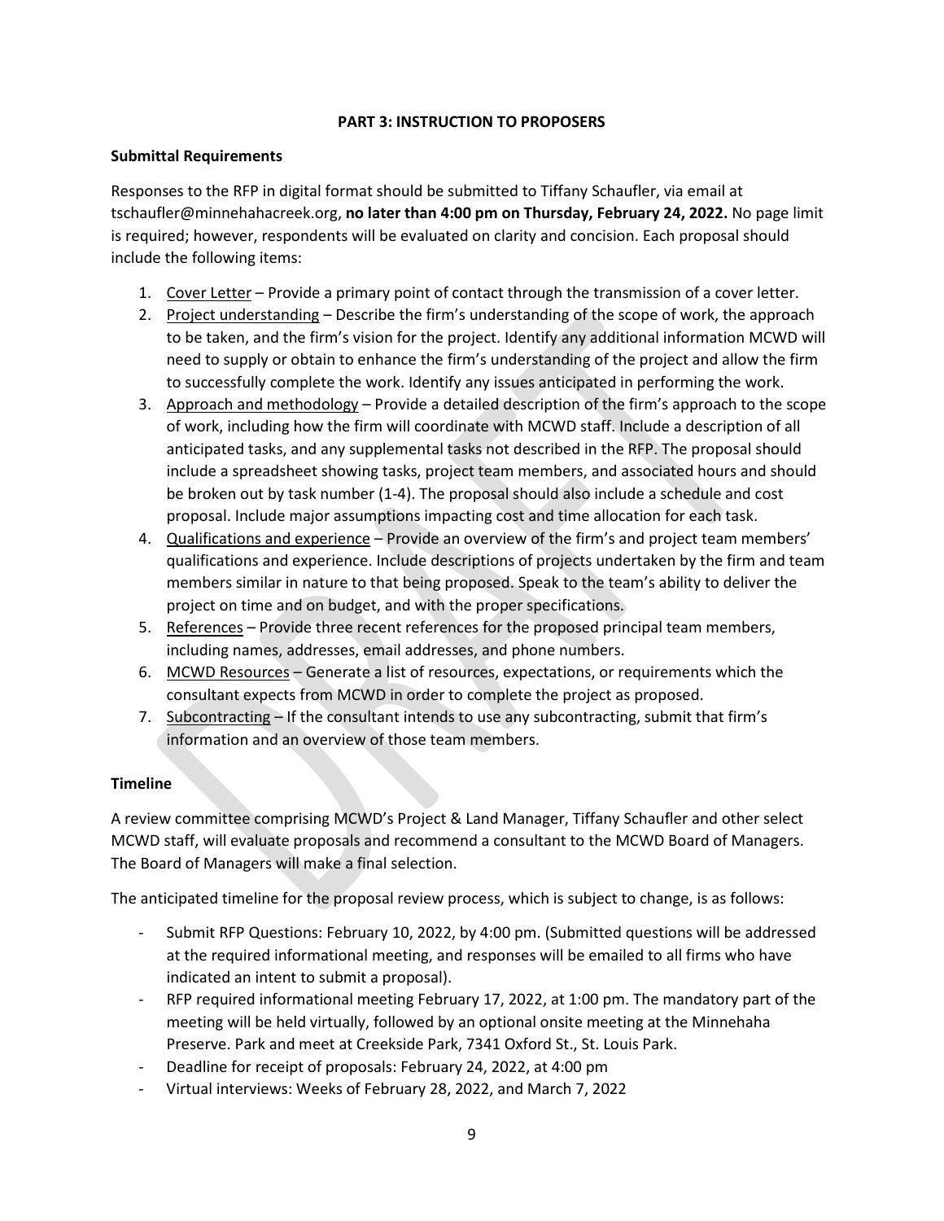## PART 3: INSTRUCTION TO PROPOSERS

### Submittal Requirements

Responses to the RFP in digital format should be submitted to Tiffany Schaufler, via email at tschaufler@minnehahacreek.org, **no later than 4:00 pm on Thursday, February 24, 2022.** No page limit is required; however, respondents will be evaluated on clarity and concision. Each proposal should include the following items:

1. Cover Letter – Provide a primary point of contact through the transmission of a cover letter.
2. Project understanding – Describe the firm's understanding of the scope of work, the approach to be taken, and the firm's vision for the project. Identify any additional information MCWD will need to supply or obtain to enhance the firm's understanding of the project and allow the firm to successfully complete the work. Identify any issues anticipated in performing the work.
3. Approach and methodology – Provide a detailed description of the firm's approach to the scope of work, including how the firm will coordinate with MCWD staff. Include a description of all anticipated tasks, and any supplemental tasks not described in the RFP. The proposal should include a spreadsheet showing tasks, project team members, and associated hours and should be broken out by task number (1-4). The proposal should also include a schedule and cost proposal. Include major assumptions impacting cost and time allocation for each task.
4. Qualifications and experience – Provide an overview of the firm's and project team members' qualifications and experience. Include descriptions of projects undertaken by the firm and team members similar in nature to that being proposed. Speak to the team's ability to deliver the project on time and on budget, and with the proper specifications.
5. References – Provide three recent references for the proposed principal team members, including names, addresses, email addresses, and phone numbers.
6. MCWD Resources – Generate a list of resources, expectations, or requirements which the consultant expects from MCWD in order to complete the project as proposed.
7. Subcontracting – If the consultant intends to use any subcontracting, submit that firm's information and an overview of those team members.

### Timeline

A review committee comprising MCWD's Project & Land Manager, Tiffany Schaufler and other select MCWD staff, will evaluate proposals and recommend a consultant to the MCWD Board of Managers. The Board of Managers will make a final selection.

The anticipated timeline for the proposal review process, which is subject to change, is as follows:

- Submit RFP Questions: February 10, 2022, by 4:00 pm. (Submitted questions will be addressed at the required informational meeting, and responses will be emailed to all firms who have indicated an intent to submit a proposal).
- RFP required informational meeting February 17, 2022, at 1:00 pm. The mandatory part of the meeting will be held virtually, followed by an optional onsite meeting at the Minnehaha Preserve. Park and meet at Creekside Park, 7341 Oxford St., St. Louis Park.
- Deadline for receipt of proposals: February 24, 2022, at 4:00 pm
- Virtual interviews: Weeks of February 28, 2022, and March 7, 2022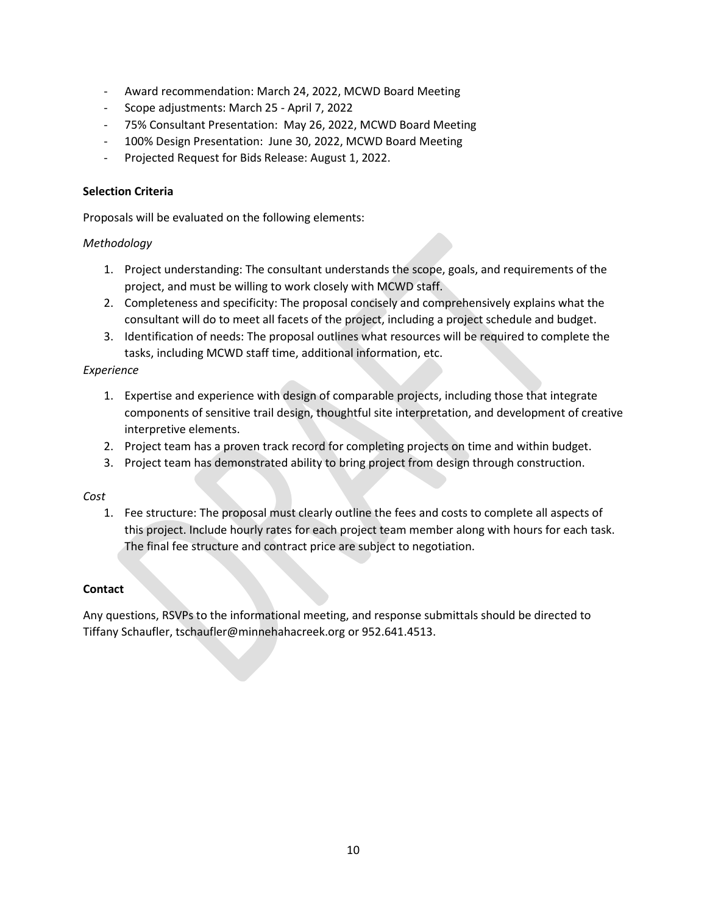- Award recommendation: March 24, 2022, MCWD Board Meeting
- Scope adjustments: March 25 - April 7, 2022
- 75% Consultant Presentation: May 26, 2022, MCWD Board Meeting
- 100% Design Presentation: June 30, 2022, MCWD Board Meeting
- Projected Request for Bids Release: August 1, 2022.

**Selection Criteria**

Proposals will be evaluated on the following elements:

*Methodology*

1. Project understanding: The consultant understands the scope, goals, and requirements of the project, and must be willing to work closely with MCWD staff.
2. Completeness and specificity: The proposal concisely and comprehensively explains what the consultant will do to meet all facets of the project, including a project schedule and budget.
3. Identification of needs: The proposal outlines what resources will be required to complete the tasks, including MCWD staff time, additional information, etc.

*Experience*

1. Expertise and experience with design of comparable projects, including those that integrate components of sensitive trail design, thoughtful site interpretation, and development of creative interpretive elements.
2. Project team has a proven track record for completing projects on time and within budget.
3. Project team has demonstrated ability to bring project from design through construction.

*Cost*

1. Fee structure: The proposal must clearly outline the fees and costs to complete all aspects of this project. Include hourly rates for each project team member along with hours for each task. The final fee structure and contract price are subject to negotiation.

**Contact**

Any questions, RSVPs to the informational meeting, and response submittals should be directed to Tiffany Schaufler, tschaufler@minnehahacreek.org or 952.641.4513.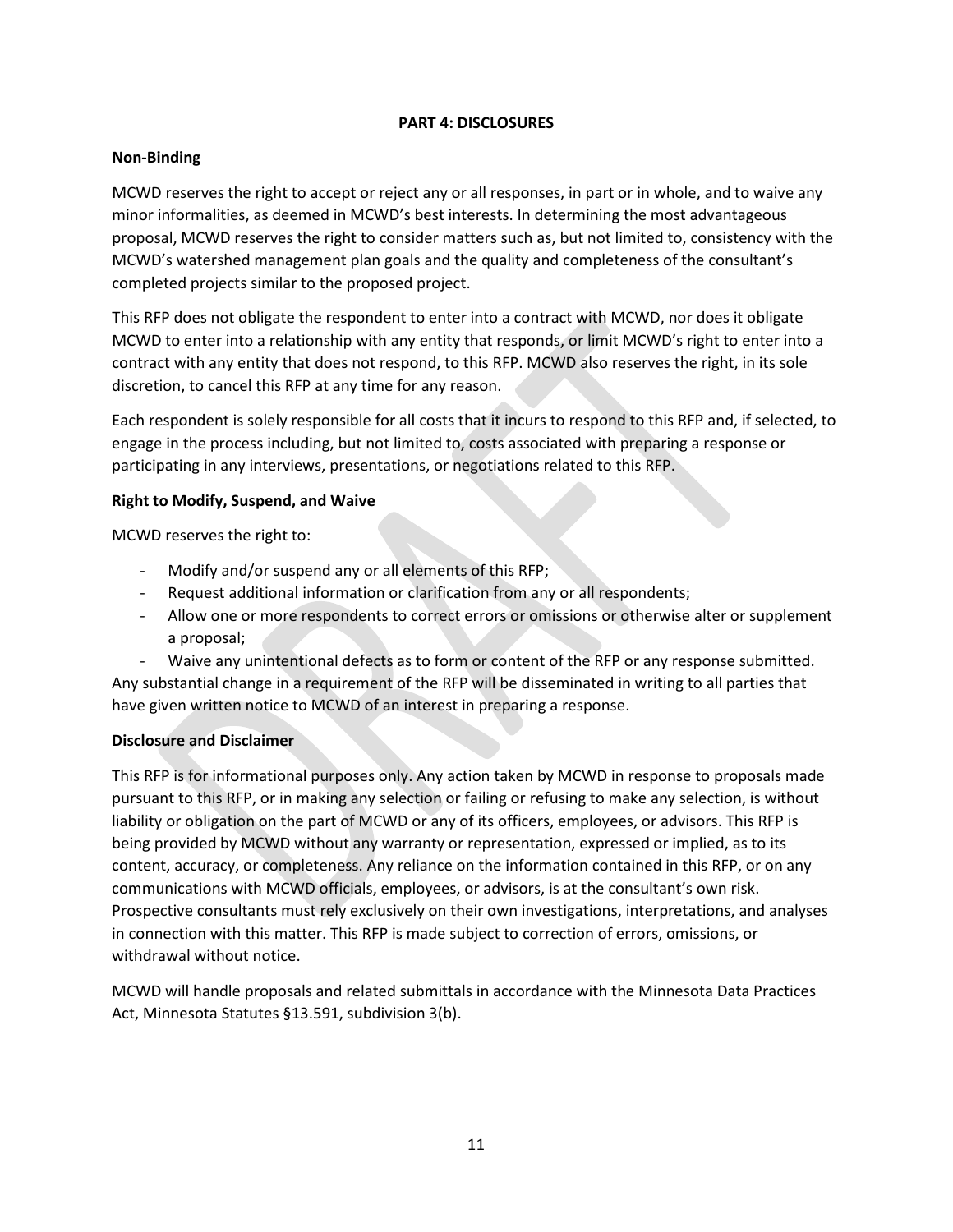## PART 4: DISCLOSURES

**Non-Binding**

MCWD reserves the right to accept or reject any or all responses, in part or in whole, and to waive any minor informalities, as deemed in MCWD's best interests. In determining the most advantageous proposal, MCWD reserves the right to consider matters such as, but not limited to, consistency with the MCWD's watershed management plan goals and the quality and completeness of the consultant's completed projects similar to the proposed project.

This RFP does not obligate the respondent to enter into a contract with MCWD, nor does it obligate MCWD to enter into a relationship with any entity that responds, or limit MCWD's right to enter into a contract with any entity that does not respond, to this RFP. MCWD also reserves the right, in its sole discretion, to cancel this RFP at any time for any reason.

Each respondent is solely responsible for all costs that it incurs to respond to this RFP and, if selected, to engage in the process including, but not limited to, costs associated with preparing a response or participating in any interviews, presentations, or negotiations related to this RFP.

**Right to Modify, Suspend, and Waive**

MCWD reserves the right to:

- Modify and/or suspend any or all elements of this RFP;
- Request additional information or clarification from any or all respondents;
- Allow one or more respondents to correct errors or omissions or otherwise alter or supplement a proposal;
- Waive any unintentional defects as to form or content of the RFP or any response submitted.

Any substantial change in a requirement of the RFP will be disseminated in writing to all parties that have given written notice to MCWD of an interest in preparing a response.

**Disclosure and Disclaimer**

This RFP is for informational purposes only. Any action taken by MCWD in response to proposals made pursuant to this RFP, or in making any selection or failing or refusing to make any selection, is without liability or obligation on the part of MCWD or any of its officers, employees, or advisors. This RFP is being provided by MCWD without any warranty or representation, expressed or implied, as to its content, accuracy, or completeness. Any reliance on the information contained in this RFP, or on any communications with MCWD officials, employees, or advisors, is at the consultant's own risk. Prospective consultants must rely exclusively on their own investigations, interpretations, and analyses in connection with this matter. This RFP is made subject to correction of errors, omissions, or withdrawal without notice.

MCWD will handle proposals and related submittals in accordance with the Minnesota Data Practices Act, Minnesota Statutes §13.591, subdivision 3(b).